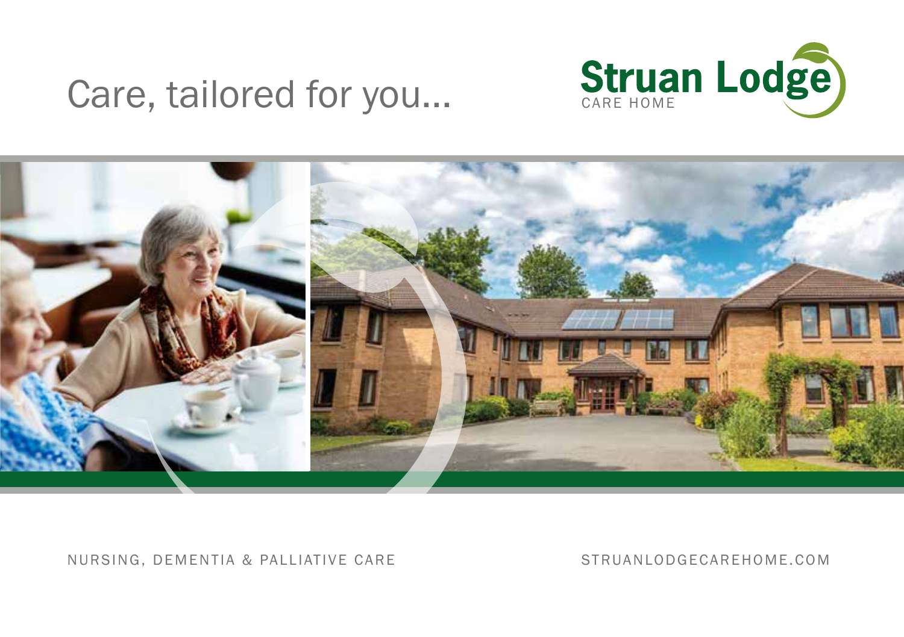# Care, tailored for you...

**Struan Lodge**
CARE HOME

NURSING, DEMENTIA & PALLIATIVE CARE

STRUANLODGECAREHOME.COM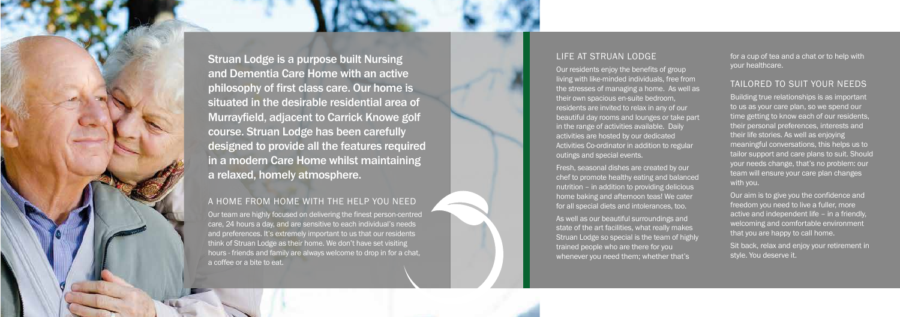Struan Lodge is a purpose built Nursing and Dementia Care Home with an active philosophy of first class care. Our home is situated in the desirable residential area of Murrayfield, adjacent to Carrick Knowe golf course. Struan Lodge has been carefully designed to provide all the features required in a modern Care Home whilst maintaining a relaxed, homely atmosphere.

## A HOME FROM HOME WITH THE HELP YOU NEED

Our team are highly focused on delivering the finest person-centred care, 24 hours a day, and are sensitive to each individual's needs and preferences. It's extremely important to us that our residents think of Struan Lodge as their home. We don't have set visiting hours - friends and family are always welcome to drop in for a chat, a coffee or a bite to eat.

## LIFE AT STRUAN LODGE

Our residents enjoy the benefits of group living with like-minded individuals, free from the stresses of managing a home. As well as their own spacious en-suite bedroom, residents are invited to relax in any of our beautiful day rooms and lounges or take part in the range of activities available. Daily activities are hosted by our dedicated Activities Co-ordinator in addition to regular outings and special events.

Fresh, seasonal dishes are created by our chef to promote healthy eating and balanced nutrition – in addition to providing delicious home baking and afternoon teas! We cater for all special diets and intolerances, too.

As well as our beautiful surroundings and state of the art facilities, what really makes Struan Lodge so special is the team of highly trained people who are there for you whenever you need them; whether that's for a cup of tea and a chat or to help with your healthcare.

## TAILORED TO SUIT YOUR NEEDS

Building true relationships is as important to us as your care plan, so we spend our time getting to know each of our residents, their personal preferences, interests and their life stories. As well as enjoying meaningful conversations, this helps us to tailor support and care plans to suit. Should your needs change, that's no problem: our team will ensure your care plan changes with you.

Our aim is to give you the confidence and freedom you need to live a fuller, more active and independent life – in a friendly, welcoming and comfortable environment that you are happy to call home.

Sit back, relax and enjoy your retirement in style. You deserve it.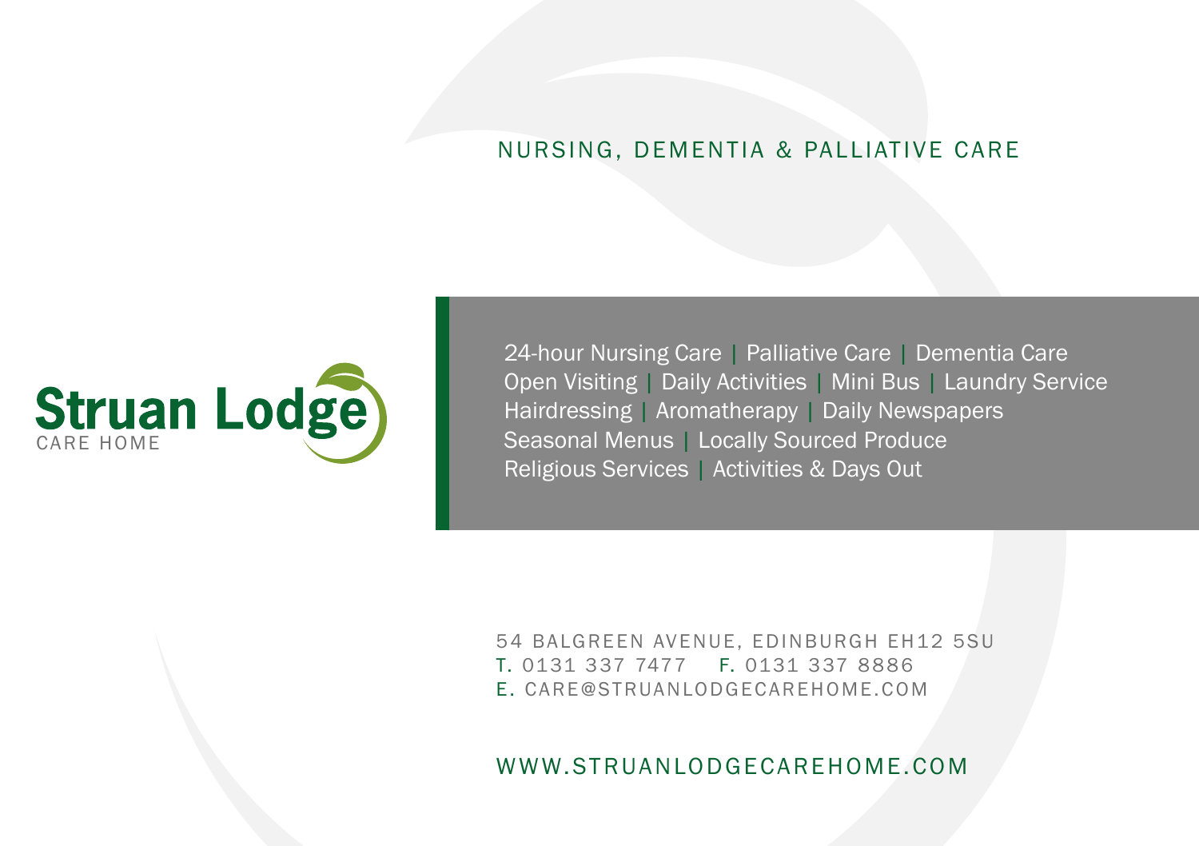NURSING, DEMENTIA & PALLIATIVE CARE

Struan Lodge
CARE HOME

24-hour Nursing Care | Palliative Care | Dementia Care
Open Visiting | Daily Activities | Mini Bus | Laundry Service
Hairdressing | Aromatherapy | Daily Newspapers
Seasonal Menus | Locally Sourced Produce
Religious Services | Activities & Days Out

54 BALGREEN AVENUE, EDINBURGH EH12 5SU
T. 0131 337 7477 F. 0131 337 8886
E. CARE@STRUANLODGECAREHOME.COM

WWW.STRUANLODGECAREHOME.COM